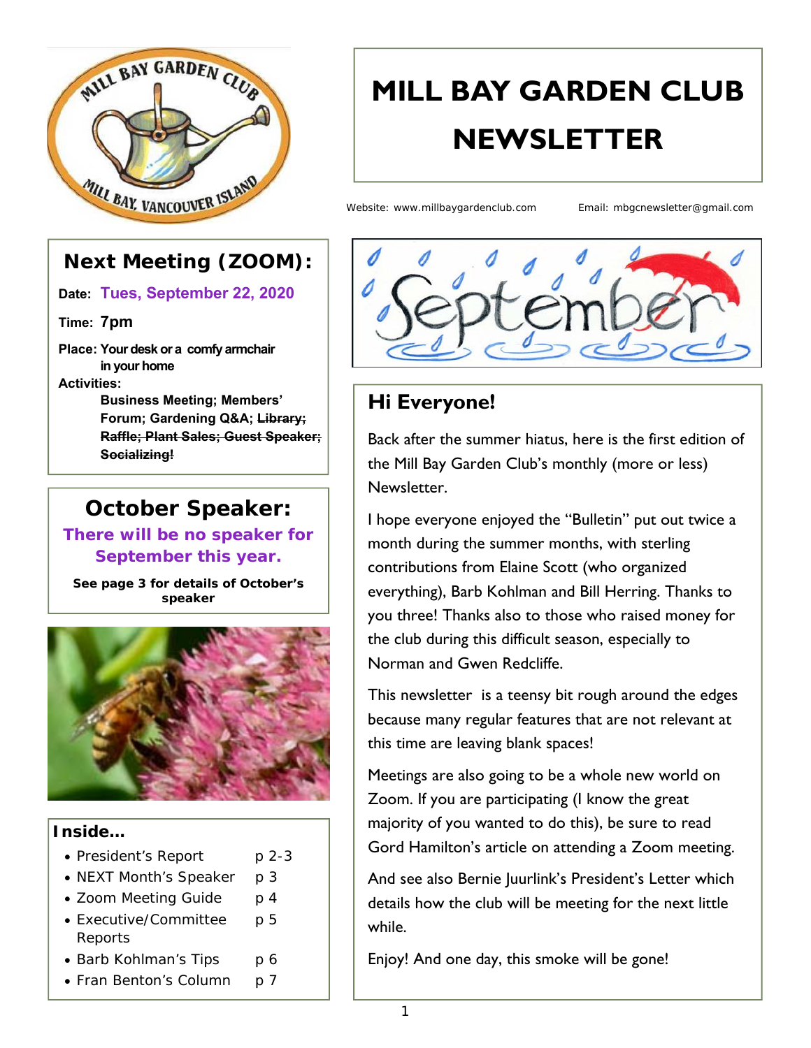# MILL BAY GARDEN CLUB NEWSLETTER

Website: www.millbaygardenclub.com     Email: mbgcnewsletter@gmail.com

## Next Meeting (ZOOM):

**Date:** Tues, September 22, 2020

**Time:** 7pm

**Place:** Your desk or a comfy armchair in your home

**Activities:**

Business Meeting; Members' Forum; Gardening Q&A; ~~Library; Raffle; Plant Sales; Guest Speaker; Socializing!~~

## October Speaker:

**There will be no speaker for September this year.**

**See page 3 for details of October's speaker**

### Inside...

- President's Report p 2-3
- NEXT Month's Speaker p 3
- Zoom Meeting Guide p 4
- Executive/Committee Reports p 5
- Barb Kohlman's Tips p 6
- Fran Benton's Column p 7

## Hi Everyone!

Back after the summer hiatus, here is the first edition of the Mill Bay Garden Club's monthly (more or less) Newsletter.

I hope everyone enjoyed the "Bulletin" put out twice a month during the summer months, with sterling contributions from Elaine Scott (who organized everything), Barb Kohlman and Bill Herring. Thanks to you three! Thanks also to those who raised money for the club during this difficult season, especially to Norman and Gwen Redcliffe.

This newsletter is a teensy bit rough around the edges because many regular features that are not relevant at this time are leaving blank spaces!

Meetings are also going to be a whole new world on Zoom. If you are participating (I know the great majority of you wanted to do this), be sure to read Gord Hamilton's article on attending a Zoom meeting.

And see also Bernie Juurlink's President's Letter which details how the club will be meeting for the next little while.

Enjoy! And one day, this smoke will be gone!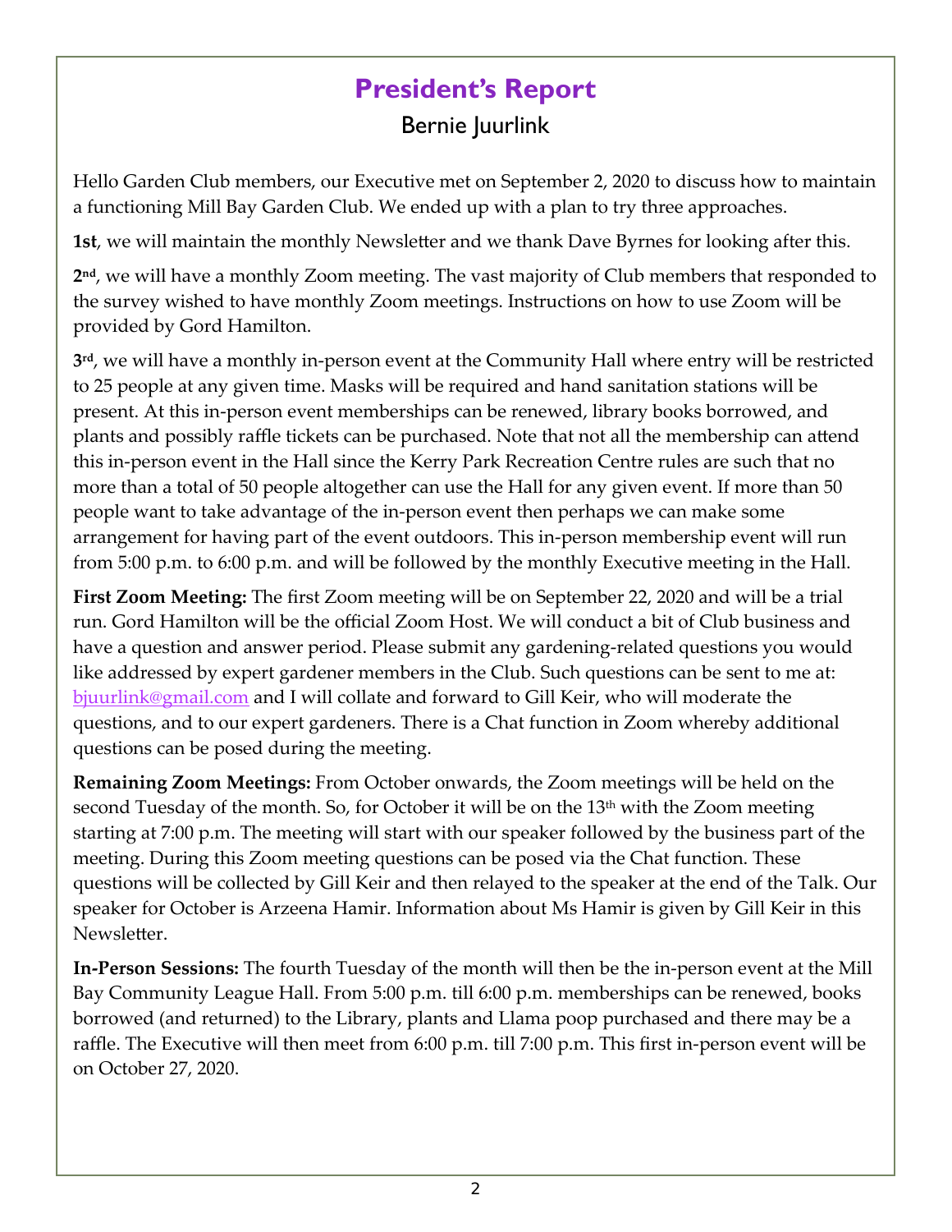# President's Report

## Bernie Juurlink

Hello Garden Club members, our Executive met on September 2, 2020 to discuss how to maintain a functioning Mill Bay Garden Club. We ended up with a plan to try three approaches.

**1st**, we will maintain the monthly Newsletter and we thank Dave Byrnes for looking after this.

**2nd**, we will have a monthly Zoom meeting. The vast majority of Club members that responded to the survey wished to have monthly Zoom meetings. Instructions on how to use Zoom will be provided by Gord Hamilton.

**3rd**, we will have a monthly in-person event at the Community Hall where entry will be restricted to 25 people at any given time. Masks will be required and hand sanitation stations will be present. At this in-person event memberships can be renewed, library books borrowed, and plants and possibly raffle tickets can be purchased. Note that not all the membership can attend this in-person event in the Hall since the Kerry Park Recreation Centre rules are such that no more than a total of 50 people altogether can use the Hall for any given event. If more than 50 people want to take advantage of the in-person event then perhaps we can make some arrangement for having part of the event outdoors. This in-person membership event will run from 5:00 p.m. to 6:00 p.m. and will be followed by the monthly Executive meeting in the Hall.

**First Zoom Meeting:** The first Zoom meeting will be on September 22, 2020 and will be a trial run. Gord Hamilton will be the official Zoom Host. We will conduct a bit of Club business and have a question and answer period. Please submit any gardening-related questions you would like addressed by expert gardener members in the Club. Such questions can be sent to me at: bjuurlink@gmail.com and I will collate and forward to Gill Keir, who will moderate the questions, and to our expert gardeners. There is a Chat function in Zoom whereby additional questions can be posed during the meeting.

**Remaining Zoom Meetings:** From October onwards, the Zoom meetings will be held on the second Tuesday of the month. So, for October it will be on the 13th with the Zoom meeting starting at 7:00 p.m. The meeting will start with our speaker followed by the business part of the meeting. During this Zoom meeting questions can be posed via the Chat function. These questions will be collected by Gill Keir and then relayed to the speaker at the end of the Talk. Our speaker for October is Arzeena Hamir. Information about Ms Hamir is given by Gill Keir in this Newsletter.

**In-Person Sessions:** The fourth Tuesday of the month will then be the in-person event at the Mill Bay Community League Hall. From 5:00 p.m. till 6:00 p.m. memberships can be renewed, books borrowed (and returned) to the Library, plants and Llama poop purchased and there may be a raffle. The Executive will then meet from 6:00 p.m. till 7:00 p.m. This first in-person event will be on October 27, 2020.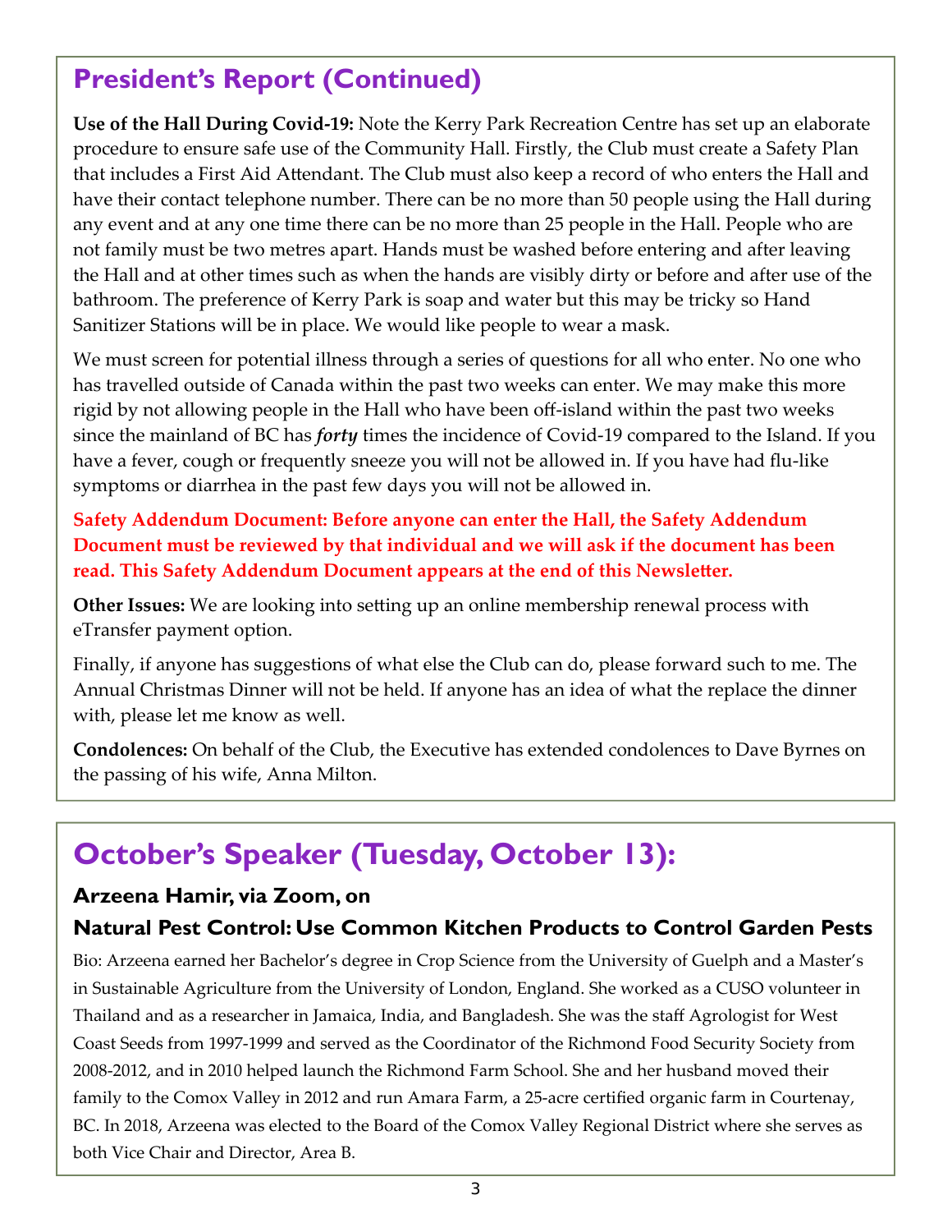## President's Report (Continued)

**Use of the Hall During Covid-19:** Note the Kerry Park Recreation Centre has set up an elaborate procedure to ensure safe use of the Community Hall. Firstly, the Club must create a Safety Plan that includes a First Aid Attendant. The Club must also keep a record of who enters the Hall and have their contact telephone number. There can be no more than 50 people using the Hall during any event and at any one time there can be no more than 25 people in the Hall. People who are not family must be two metres apart. Hands must be washed before entering and after leaving the Hall and at other times such as when the hands are visibly dirty or before and after use of the bathroom. The preference of Kerry Park is soap and water but this may be tricky so Hand Sanitizer Stations will be in place. We would like people to wear a mask.

We must screen for potential illness through a series of questions for all who enter. No one who has travelled outside of Canada within the past two weeks can enter. We may make this more rigid by not allowing people in the Hall who have been off-island within the past two weeks since the mainland of BC has ***forty*** times the incidence of Covid-19 compared to the Island. If you have a fever, cough or frequently sneeze you will not be allowed in. If you have had flu-like symptoms or diarrhea in the past few days you will not be allowed in.

**Safety Addendum Document: Before anyone can enter the Hall, the Safety Addendum Document must be reviewed by that individual and we will ask if the document has been read. This Safety Addendum Document appears at the end of this Newsletter.**

**Other Issues:** We are looking into setting up an online membership renewal process with eTransfer payment option.

Finally, if anyone has suggestions of what else the Club can do, please forward such to me. The Annual Christmas Dinner will not be held. If anyone has an idea of what the replace the dinner with, please let me know as well.

**Condolences:** On behalf of the Club, the Executive has extended condolences to Dave Byrnes on the passing of his wife, Anna Milton.

## October's Speaker (Tuesday, October 13):

### Arzeena Hamir, via Zoom, on

### Natural Pest Control: Use Common Kitchen Products to Control Garden Pests

Bio: Arzeena earned her Bachelor's degree in Crop Science from the University of Guelph and a Master's in Sustainable Agriculture from the University of London, England. She worked as a CUSO volunteer in Thailand and as a researcher in Jamaica, India, and Bangladesh. She was the staff Agrologist for West Coast Seeds from 1997-1999 and served as the Coordinator of the Richmond Food Security Society from 2008-2012, and in 2010 helped launch the Richmond Farm School. She and her husband moved their family to the Comox Valley in 2012 and run Amara Farm, a 25-acre certified organic farm in Courtenay, BC. In 2018, Arzeena was elected to the Board of the Comox Valley Regional District where she serves as both Vice Chair and Director, Area B.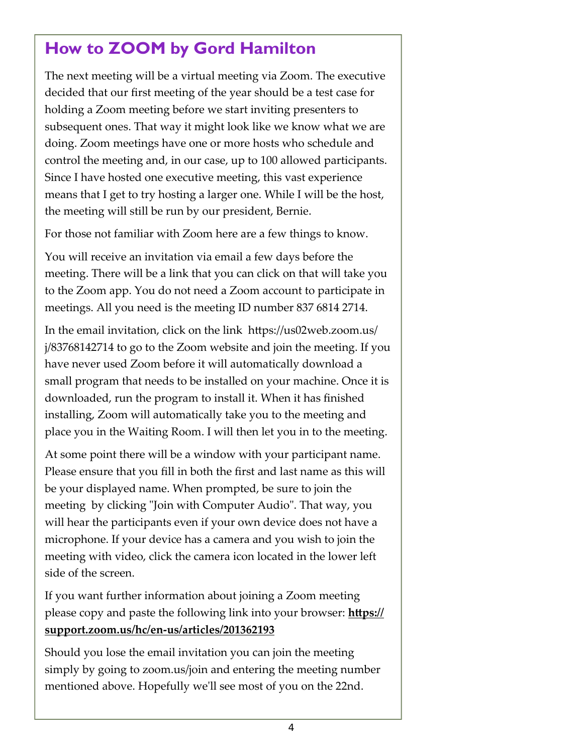## How to ZOOM by Gord Hamilton

The next meeting will be a virtual meeting via Zoom. The executive decided that our first meeting of the year should be a test case for holding a Zoom meeting before we start inviting presenters to subsequent ones. That way it might look like we know what we are doing. Zoom meetings have one or more hosts who schedule and control the meeting and, in our case, up to 100 allowed participants. Since I have hosted one executive meeting, this vast experience means that I get to try hosting a larger one. While I will be the host, the meeting will still be run by our president, Bernie.

For those not familiar with Zoom here are a few things to know.

You will receive an invitation via email a few days before the meeting. There will be a link that you can click on that will take you to the Zoom app. You do not need a Zoom account to participate in meetings. All you need is the meeting ID number 837 6814 2714.

In the email invitation, click on the link https://us02web.zoom.us/j/83768142714 to go to the Zoom website and join the meeting. If you have never used Zoom before it will automatically download a small program that needs to be installed on your machine. Once it is downloaded, run the program to install it. When it has finished installing, Zoom will automatically take you to the meeting and place you in the Waiting Room. I will then let you in to the meeting.

At some point there will be a window with your participant name. Please ensure that you fill in both the first and last name as this will be your displayed name. When prompted, be sure to join the meeting by clicking "Join with Computer Audio". That way, you will hear the participants even if your own device does not have a microphone. If your device has a camera and you wish to join the meeting with video, click the camera icon located in the lower left side of the screen.

If you want further information about joining a Zoom meeting please copy and paste the following link into your browser: **https://support.zoom.us/hc/en-us/articles/201362193**

Should you lose the email invitation you can join the meeting simply by going to zoom.us/join and entering the meeting number mentioned above. Hopefully we'll see most of you on the 22nd.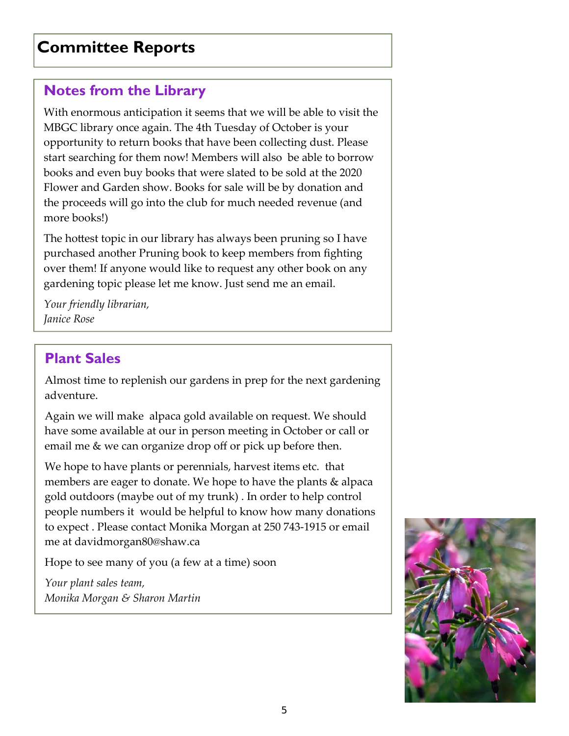# Committee Reports

## Notes from the Library

With enormous anticipation it seems that we will be able to visit the MBGC library once again. The 4th Tuesday of October is your opportunity to return books that have been collecting dust. Please start searching for them now! Members will also be able to borrow books and even buy books that were slated to be sold at the 2020 Flower and Garden show. Books for sale will be by donation and the proceeds will go into the club for much needed revenue (and more books!)

The hottest topic in our library has always been pruning so I have purchased another Pruning book to keep members from fighting over them! If anyone would like to request any other book on any gardening topic please let me know. Just send me an email.

*Your friendly librarian,*
*Janice Rose*

## Plant Sales

Almost time to replenish our gardens in prep for the next gardening adventure.

Again we will make alpaca gold available on request. We should have some available at our in person meeting in October or call or email me & we can organize drop off or pick up before then.

We hope to have plants or perennials, harvest items etc. that members are eager to donate. We hope to have the plants & alpaca gold outdoors (maybe out of my trunk) . In order to help control people numbers it would be helpful to know how many donations to expect . Please contact Monika Morgan at 250 743-1915 or email me at davidmorgan80@shaw.ca

Hope to see many of you (a few at a time) soon

*Your plant sales team,*
*Monika Morgan & Sharon Martin*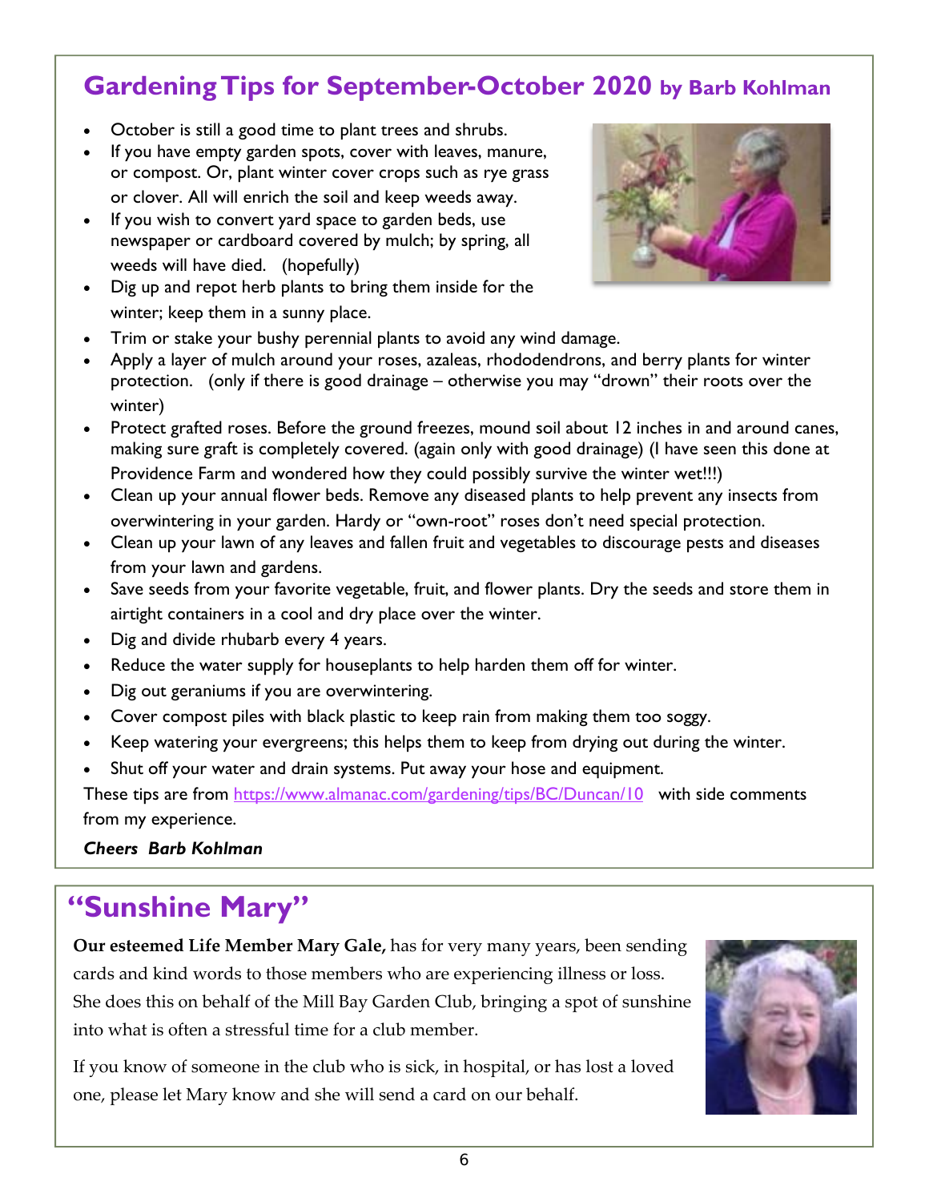## Gardening Tips for September-October 2020 by Barb Kohlman

- October is still a good time to plant trees and shrubs.
- If you have empty garden spots, cover with leaves, manure, or compost. Or, plant winter cover crops such as rye grass or clover. All will enrich the soil and keep weeds away.
- If you wish to convert yard space to garden beds, use newspaper or cardboard covered by mulch; by spring, all weeds will have died. (hopefully)
- Dig up and repot herb plants to bring them inside for the winter; keep them in a sunny place.
- Trim or stake your bushy perennial plants to avoid any wind damage.
- Apply a layer of mulch around your roses, azaleas, rhododendrons, and berry plants for winter protection. (only if there is good drainage – otherwise you may "drown" their roots over the winter)
- Protect grafted roses. Before the ground freezes, mound soil about 12 inches in and around canes, making sure graft is completely covered. (again only with good drainage) (I have seen this done at Providence Farm and wondered how they could possibly survive the winter wet!!!)
- Clean up your annual flower beds. Remove any diseased plants to help prevent any insects from overwintering in your garden. Hardy or "own-root" roses don't need special protection.
- Clean up your lawn of any leaves and fallen fruit and vegetables to discourage pests and diseases from your lawn and gardens.
- Save seeds from your favorite vegetable, fruit, and flower plants. Dry the seeds and store them in airtight containers in a cool and dry place over the winter.
- Dig and divide rhubarb every 4 years.
- Reduce the water supply for houseplants to help harden them off for winter.
- Dig out geraniums if you are overwintering.
- Cover compost piles with black plastic to keep rain from making them too soggy.
- Keep watering your evergreens; this helps them to keep from drying out during the winter.
- Shut off your water and drain systems. Put away your hose and equipment.

These tips are from https://www.almanac.com/gardening/tips/BC/Duncan/10 with side comments from my experience.

***Cheers Barb Kohlman***

## "Sunshine Mary"

**Our esteemed Life Member Mary Gale,** has for very many years, been sending cards and kind words to those members who are experiencing illness or loss. She does this on behalf of the Mill Bay Garden Club, bringing a spot of sunshine into what is often a stressful time for a club member.

If you know of someone in the club who is sick, in hospital, or has lost a loved one, please let Mary know and she will send a card on our behalf.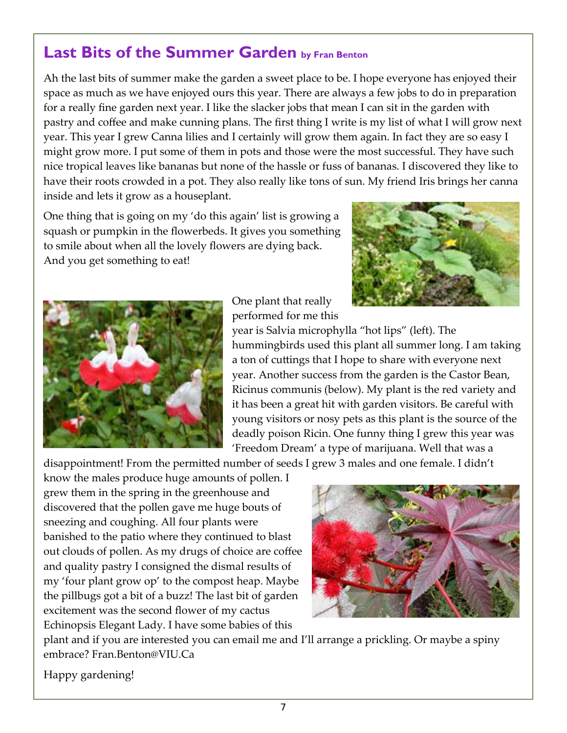## Last Bits of the Summer Garden by Fran Benton

Ah the last bits of summer make the garden a sweet place to be. I hope everyone has enjoyed their space as much as we have enjoyed ours this year. There are always a few jobs to do in preparation for a really fine garden next year. I like the slacker jobs that mean I can sit in the garden with pastry and coffee and make cunning plans. The first thing I write is my list of what I will grow next year. This year I grew Canna lilies and I certainly will grow them again. In fact they are so easy I might grow more. I put some of them in pots and those were the most successful. They have such nice tropical leaves like bananas but none of the hassle or fuss of bananas. I discovered they like to have their roots crowded in a pot. They also really like tons of sun. My friend Iris brings her canna inside and lets it grow as a houseplant.

One thing that is going on my 'do this again' list is growing a squash or pumpkin in the flowerbeds. It gives you something to smile about when all the lovely flowers are dying back. And you get something to eat!

One plant that really performed for me this year is Salvia microphylla "hot lips" (left). The hummingbirds used this plant all summer long. I am taking a ton of cuttings that I hope to share with everyone next year. Another success from the garden is the Castor Bean, Ricinus communis (below). My plant is the red variety and it has been a great hit with garden visitors. Be careful with young visitors or nosy pets as this plant is the source of the deadly poison Ricin. One funny thing I grew this year was 'Freedom Dream' a type of marijuana. Well that was a disappointment! From the permitted number of seeds I grew 3 males and one female. I didn't know the males produce huge amounts of pollen. I grew them in the spring in the greenhouse and discovered that the pollen gave me huge bouts of sneezing and coughing. All four plants were banished to the patio where they continued to blast out clouds of pollen. As my drugs of choice are coffee and quality pastry I consigned the dismal results of my 'four plant grow op' to the compost heap. Maybe the pillbugs got a bit of a buzz! The last bit of garden excitement was the second flower of my cactus Echinopsis Elegant Lady. I have some babies of this plant and if you are interested you can email me and I'll arrange a prickling. Or maybe a spiny embrace? Fran.Benton@VIU.Ca

Happy gardening!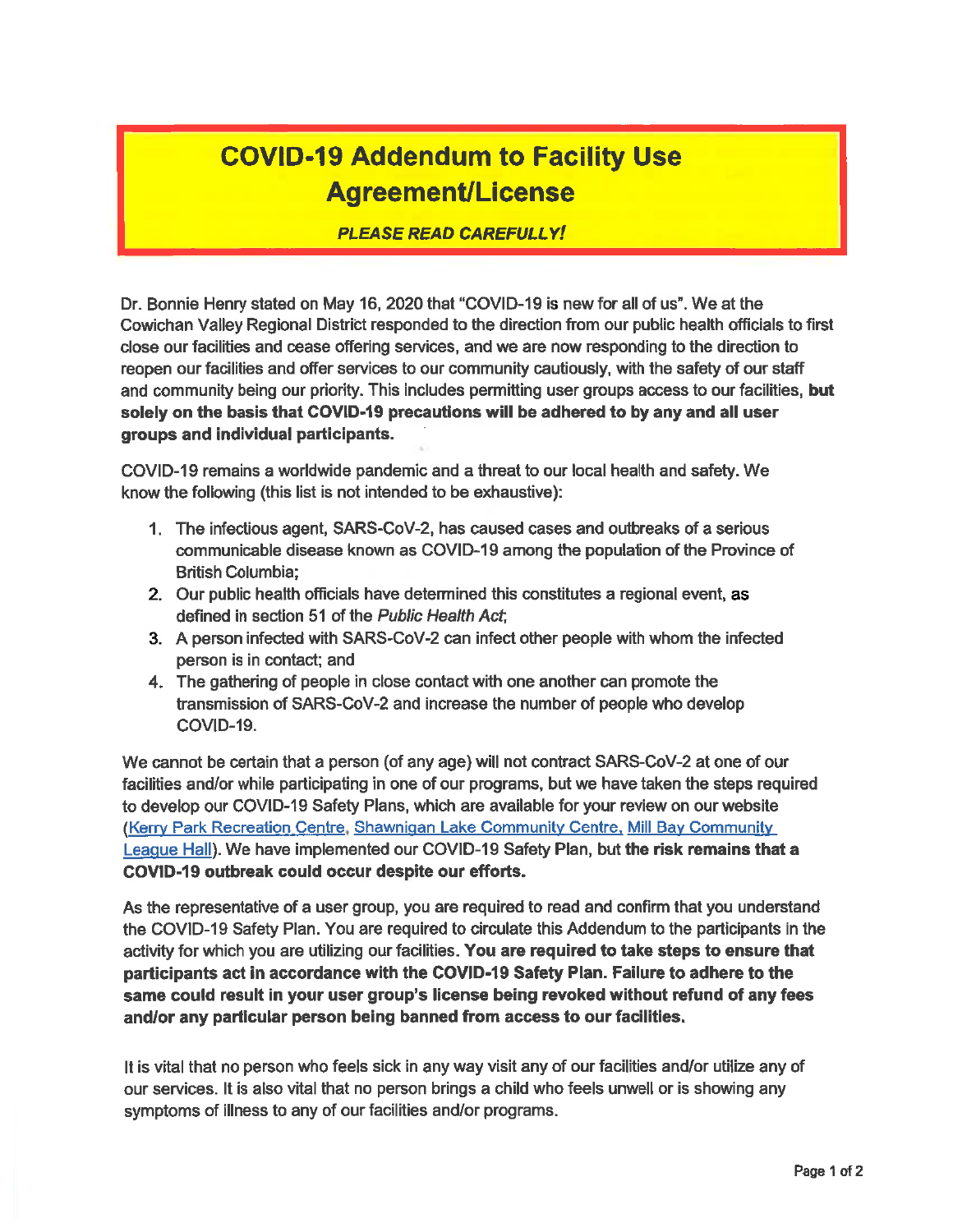# COVID-19 Addendum to Facility Use Agreement/License

***PLEASE READ CAREFULLY!***

Dr. Bonnie Henry stated on May 16, 2020 that "COVID-19 is new for all of us". We at the Cowichan Valley Regional District responded to the direction from our public health officials to first close our facilities and cease offering services, and we are now responding to the direction to reopen our facilities and offer services to our community cautiously, with the safety of our staff and community being our priority. This includes permitting user groups access to our facilities, **but solely on the basis that COVID-19 precautions will be adhered to by any and all user groups and individual participants.**

COVID-19 remains a worldwide pandemic and a threat to our local health and safety. We know the following (this list is not intended to be exhaustive):

1. The infectious agent, SARS-CoV-2, has caused cases and outbreaks of a serious communicable disease known as COVID-19 among the population of the Province of British Columbia;
2. Our public health officials have determined this constitutes a regional event, as defined in section 51 of the *Public Health Act*;
3. A person infected with SARS-CoV-2 can infect other people with whom the infected person is in contact; and
4. The gathering of people in close contact with one another can promote the transmission of SARS-CoV-2 and increase the number of people who develop COVID-19.

We cannot be certain that a person (of any age) will not contract SARS-CoV-2 at one of our facilities and/or while participating in one of our programs, but we have taken the steps required to develop our COVID-19 Safety Plans, which are available for your review on our website (Kerry Park Recreation Centre, Shawnigan Lake Community Centre, Mill Bay Community League Hall). We have implemented our COVID-19 Safety Plan, but **the risk remains that a COVID-19 outbreak could occur despite our efforts.**

As the representative of a user group, you are required to read and confirm that you understand the COVID-19 Safety Plan. You are required to circulate this Addendum to the participants in the activity for which you are utilizing our facilities. **You are required to take steps to ensure that participants act in accordance with the COVID-19 Safety Plan. Failure to adhere to the same could result in your user group's license being revoked without refund of any fees and/or any particular person being banned from access to our facilities.**

It is vital that no person who feels sick in any way visit any of our facilities and/or utilize any of our services. It is also vital that no person brings a child who feels unwell or is showing any symptoms of illness to any of our facilities and/or programs.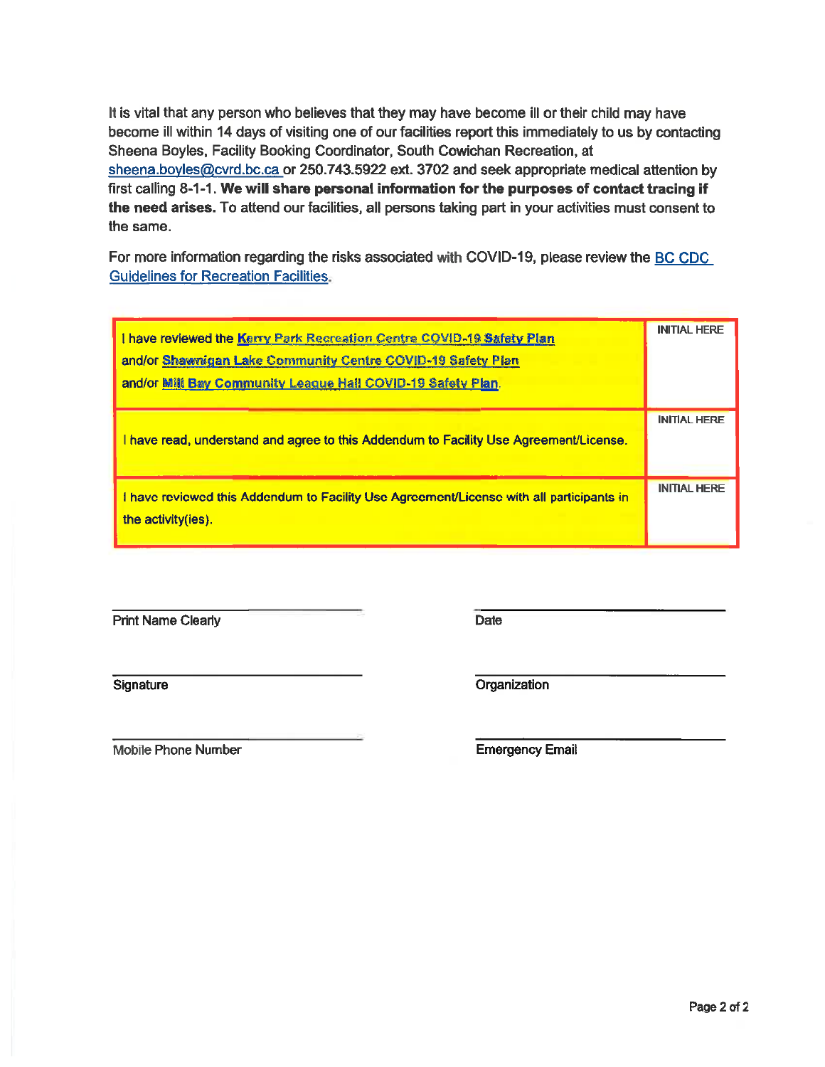It is vital that any person who believes that they may have become ill or their child may have become ill within 14 days of visiting one of our facilities report this immediately to us by contacting Sheena Boyles, Facility Booking Coordinator, South Cowichan Recreation, at sheena.boyles@cvrd.bc.ca or 250.743.5922 ext. 3702 and seek appropriate medical attention by first calling 8-1-1. **We will share personal information for the purposes of contact tracing if the need arises.** To attend our facilities, all persons taking part in your activities must consent to the same.

For more information regarding the risks associated with COVID-19, please review the BC CDC Guidelines for Recreation Facilities.

| | |
|---|---|
| I have reviewed the **Kerry Park Recreation Centre COVID-19 Safety Plan** and/or **Shawnigan Lake Community Centre COVID-19 Safety Plan** and/or **Mill Bay Community League Hall COVID-19 Safety Plan**. | INITIAL HERE |
| I have read, understand and agree to this Addendum to Facility Use Agreement/License. | INITIAL HERE |
| I have reviewed this Addendum to Facility Use Agreement/License with all participants in the activity(ies). | INITIAL HERE |

Print Name Clearly ____________________ Date ____________________

Signature ____________________ Organization ____________________

Mobile Phone Number ____________________ Emergency Email ____________________